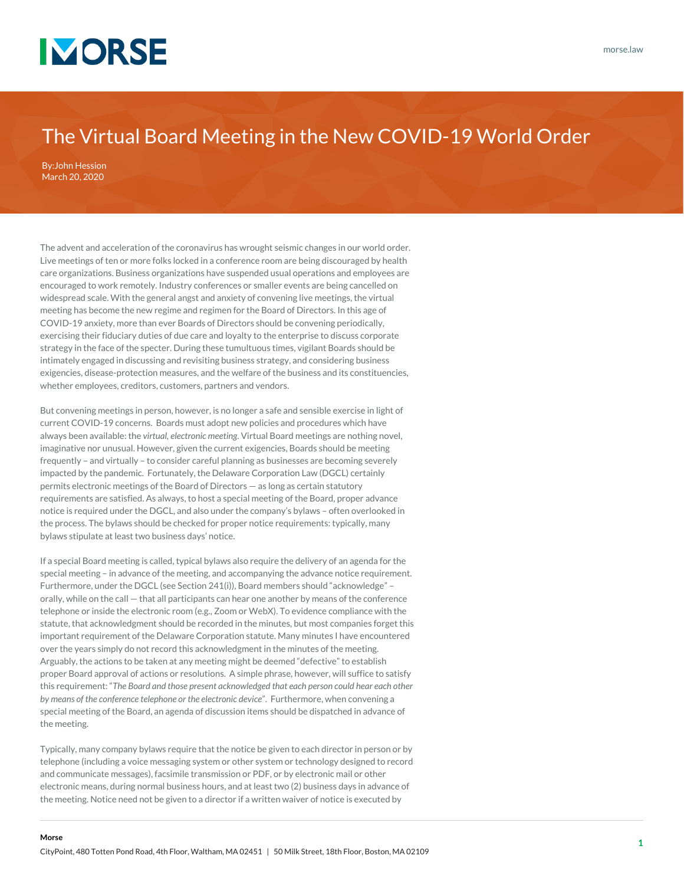# The Virtual Board Meeting in the New COVID-19 World Order

By:John Hession
March 20, 2020

The advent and acceleration of the coronavirus has wrought seismic changes in our world order. Live meetings of ten or more folks locked in a conference room are being discouraged by health care organizations. Business organizations have suspended usual operations and employees are encouraged to work remotely. Industry conferences or smaller events are being cancelled on widespread scale. With the general angst and anxiety of convening live meetings, the virtual meeting has become the new regime and regimen for the Board of Directors. In this age of COVID-19 anxiety, more than ever Boards of Directors should be convening periodically, exercising their fiduciary duties of due care and loyalty to the enterprise to discuss corporate strategy in the face of the specter. During these tumultuous times, vigilant Boards should be intimately engaged in discussing and revisiting business strategy, and considering business exigencies, disease-protection measures, and the welfare of the business and its constituencies, whether employees, creditors, customers, partners and vendors.

But convening meetings in person, however, is no longer a safe and sensible exercise in light of current COVID-19 concerns. Boards must adopt new policies and procedures which have always been available: the *virtual, electronic meeting*. Virtual Board meetings are nothing novel, imaginative nor unusual. However, given the current exigencies, Boards should be meeting frequently – and virtually – to consider careful planning as businesses are becoming severely impacted by the pandemic. Fortunately, the Delaware Corporation Law (DGCL) certainly permits electronic meetings of the Board of Directors — as long as certain statutory requirements are satisfied. As always, to host a special meeting of the Board, proper advance notice is required under the DGCL, and also under the company's bylaws – often overlooked in the process. The bylaws should be checked for proper notice requirements: typically, many bylaws stipulate at least two business days' notice.

If a special Board meeting is called, typical bylaws also require the delivery of an agenda for the special meeting – in advance of the meeting, and accompanying the advance notice requirement. Furthermore, under the DGCL (see Section 241(i)), Board members should "acknowledge" – orally, while on the call — that all participants can hear one another by means of the conference telephone or inside the electronic room (e.g., Zoom or WebX). To evidence compliance with the statute, that acknowledgment should be recorded in the minutes, but most companies forget this important requirement of the Delaware Corporation statute. Many minutes I have encountered over the years simply do not record this acknowledgment in the minutes of the meeting. Arguably, the actions to be taken at any meeting might be deemed "defective" to establish proper Board approval of actions or resolutions. A simple phrase, however, will suffice to satisfy this requirement: "*The Board and those present acknowledged that each person could hear each other by means of the conference telephone or the electronic device*". Furthermore, when convening a special meeting of the Board, an agenda of discussion items should be dispatched in advance of the meeting.

Typically, many company bylaws require that the notice be given to each director in person or by telephone (including a voice messaging system or other system or technology designed to record and communicate messages), facsimile transmission or PDF, or by electronic mail or other electronic means, during normal business hours, and at least two (2) business days in advance of the meeting. Notice need not be given to a director if a written waiver of notice is executed by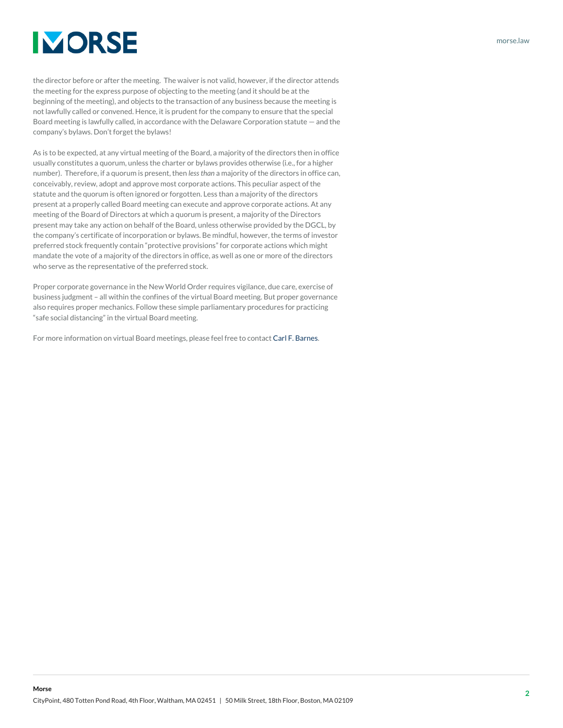the director before or after the meeting. The waiver is not valid, however, if the director attends the meeting for the express purpose of objecting to the meeting (and it should be at the beginning of the meeting), and objects to the transaction of any business because the meeting is not lawfully called or convened. Hence, it is prudent for the company to ensure that the special Board meeting is lawfully called, in accordance with the Delaware Corporation statute — and the company's bylaws. Don't forget the bylaws!

As is to be expected, at any virtual meeting of the Board, a majority of the directors then in office usually constitutes a quorum, unless the charter or bylaws provides otherwise (i.e., for a higher number). Therefore, if a quorum is present, then *less than* a majority of the directors in office can, conceivably, review, adopt and approve most corporate actions. This peculiar aspect of the statute and the quorum is often ignored or forgotten. Less than a majority of the directors present at a properly called Board meeting can execute and approve corporate actions. At any meeting of the Board of Directors at which a quorum is present, a majority of the Directors present may take any action on behalf of the Board, unless otherwise provided by the DGCL, by the company's certificate of incorporation or bylaws. Be mindful, however, the terms of investor preferred stock frequently contain "protective provisions" for corporate actions which might mandate the vote of a majority of the directors in office, as well as one or more of the directors who serve as the representative of the preferred stock.

Proper corporate governance in the New World Order requires vigilance, due care, exercise of business judgment – all within the confines of the virtual Board meeting. But proper governance also requires proper mechanics. Follow these simple parliamentary procedures for practicing "safe social distancing" in the virtual Board meeting.

For more information on virtual Board meetings, please feel free to contact Carl F. Barnes.